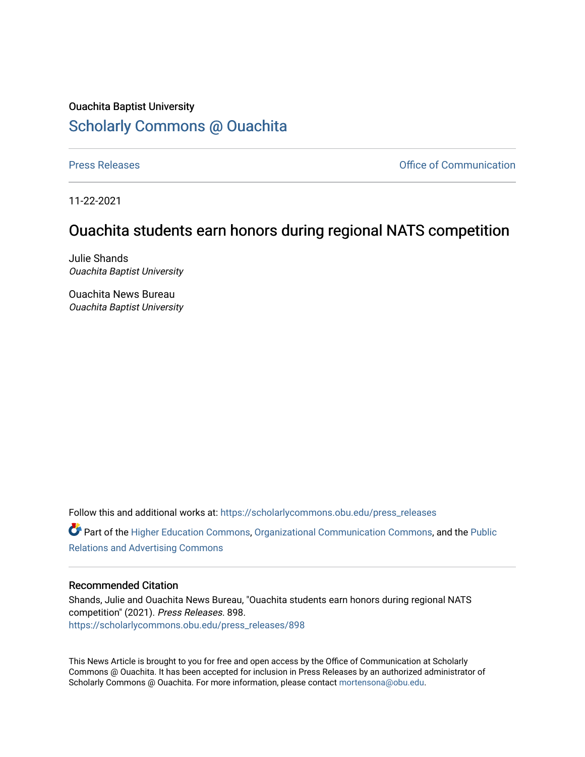Ouachita Baptist University

# Scholarly Commons @ Ouachita

Press Releases | Office of Communication

11-22-2021

## Ouachita students earn honors during regional NATS competition

Julie Shands
*Ouachita Baptist University*

Ouachita News Bureau
*Ouachita Baptist University*

Follow this and additional works at: https://scholarlycommons.obu.edu/press_releases

Part of the Higher Education Commons, Organizational Communication Commons, and the Public Relations and Advertising Commons

### Recommended Citation

Shands, Julie and Ouachita News Bureau, "Ouachita students earn honors during regional NATS competition" (2021). *Press Releases*. 898.
https://scholarlycommons.obu.edu/press_releases/898

This News Article is brought to you for free and open access by the Office of Communication at Scholarly Commons @ Ouachita. It has been accepted for inclusion in Press Releases by an authorized administrator of Scholarly Commons @ Ouachita. For more information, please contact mortensona@obu.edu.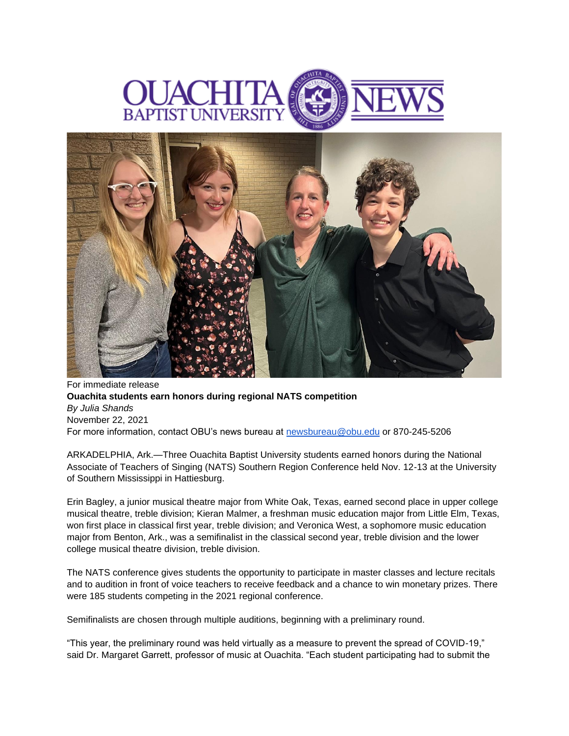For immediate release

**Ouachita students earn honors during regional NATS competition**

*By Julia Shands*

November 22, 2021

For more information, contact OBU's news bureau at newsbureau@obu.edu or 870-245-5206

ARKADELPHIA, Ark.—Three Ouachita Baptist University students earned honors during the National Associate of Teachers of Singing (NATS) Southern Region Conference held Nov. 12-13 at the University of Southern Mississippi in Hattiesburg.

Erin Bagley, a junior musical theatre major from White Oak, Texas, earned second place in upper college musical theatre, treble division; Kieran Malmer, a freshman music education major from Little Elm, Texas, won first place in classical first year, treble division; and Veronica West, a sophomore music education major from Benton, Ark., was a semifinalist in the classical second year, treble division and the lower college musical theatre division, treble division.

The NATS conference gives students the opportunity to participate in master classes and lecture recitals and to audition in front of voice teachers to receive feedback and a chance to win monetary prizes. There were 185 students competing in the 2021 regional conference.

Semifinalists are chosen through multiple auditions, beginning with a preliminary round.

"This year, the preliminary round was held virtually as a measure to prevent the spread of COVID-19," said Dr. Margaret Garrett, professor of music at Ouachita. "Each student participating had to submit the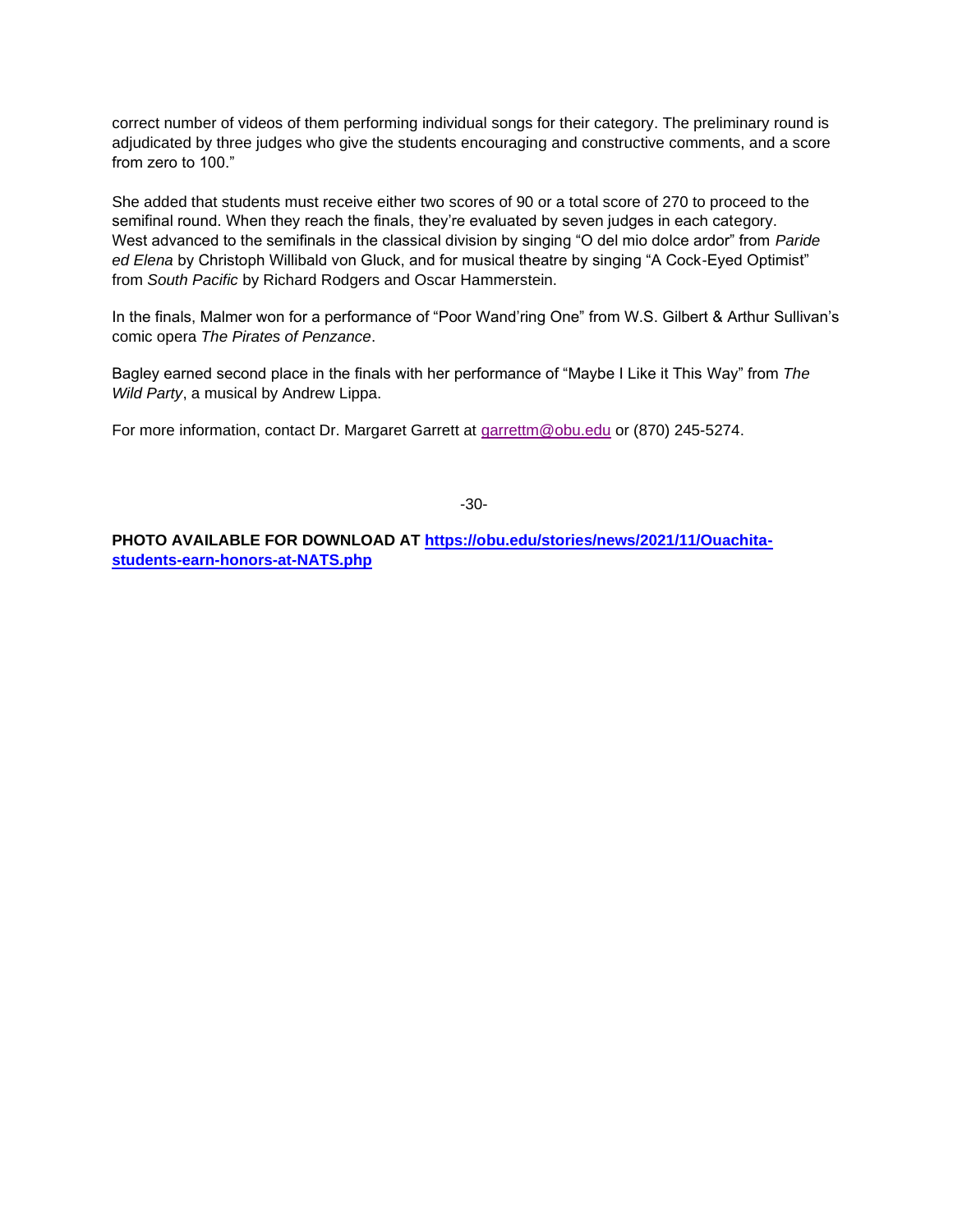correct number of videos of them performing individual songs for their category. The preliminary round is adjudicated by three judges who give the students encouraging and constructive comments, and a score from zero to 100."

She added that students must receive either two scores of 90 or a total score of 270 to proceed to the semifinal round. When they reach the finals, they're evaluated by seven judges in each category. West advanced to the semifinals in the classical division by singing "O del mio dolce ardor" from *Paride ed Elena* by Christoph Willibald von Gluck, and for musical theatre by singing "A Cock-Eyed Optimist" from *South Pacific* by Richard Rodgers and Oscar Hammerstein.

In the finals, Malmer won for a performance of "Poor Wand'ring One" from W.S. Gilbert & Arthur Sullivan's comic opera *The Pirates of Penzance*.

Bagley earned second place in the finals with her performance of "Maybe I Like it This Way" from *The Wild Party*, a musical by Andrew Lippa.

For more information, contact Dr. Margaret Garrett at [garrettm@obu.edu](mailto:garrettm@obu.edu) or (870) 245-5274.

-30-

**PHOTO AVAILABLE FOR DOWNLOAD AT [https://obu.edu/stories/news/2021/11/Ouachita-students-earn-honors-at-NATS.php](https://obu.edu/stories/news/2021/11/Ouachita-students-earn-honors-at-NATS.php)**